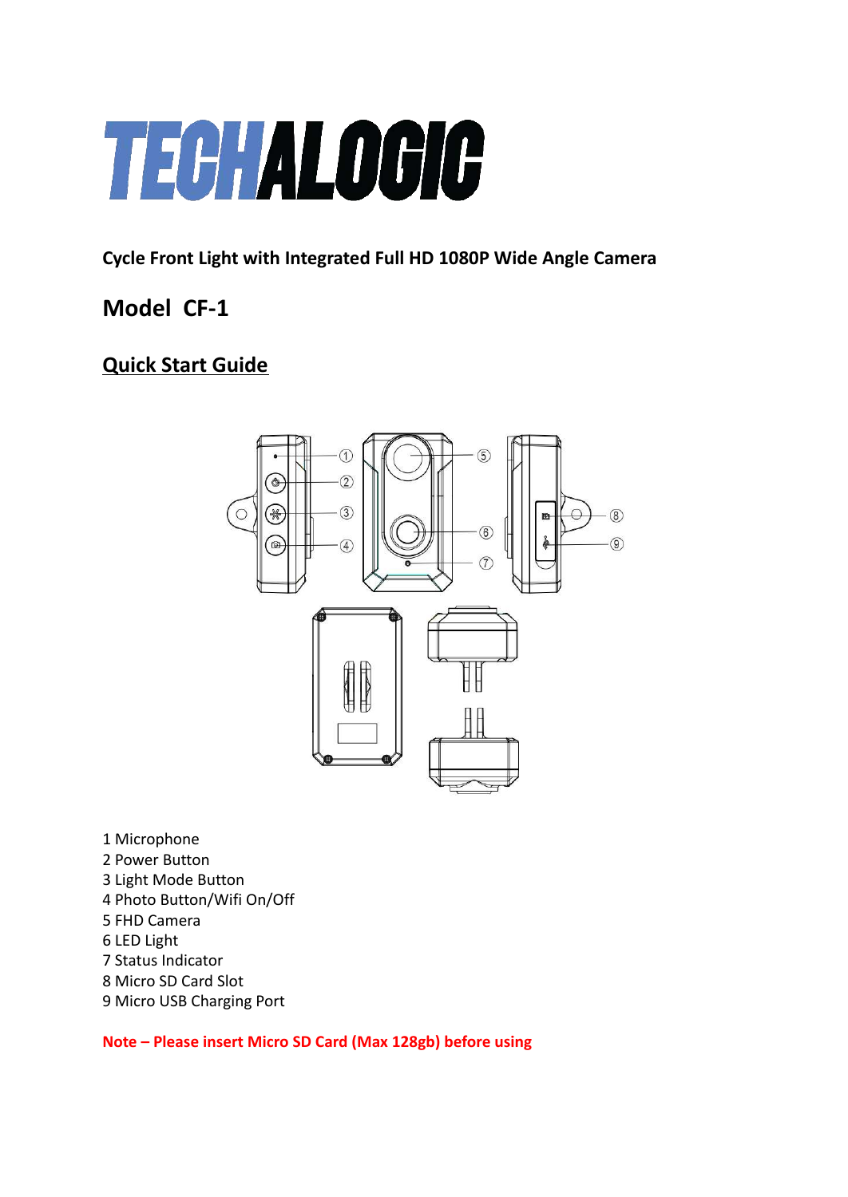# TECHALOGIC

**Cycle Front Light with Integrated Full HD 1080P Wide Angle Camera**

## Model CF-1

## Quick Start Guide

1 Microphone
2 Power Button
3 Light Mode Button
4 Photo Button/Wifi On/Off
5 FHD Camera
6 LED Light
7 Status Indicator
8 Micro SD Card Slot
9 Micro USB Charging Port

**Note – Please insert Micro SD Card (Max 128gb) before using**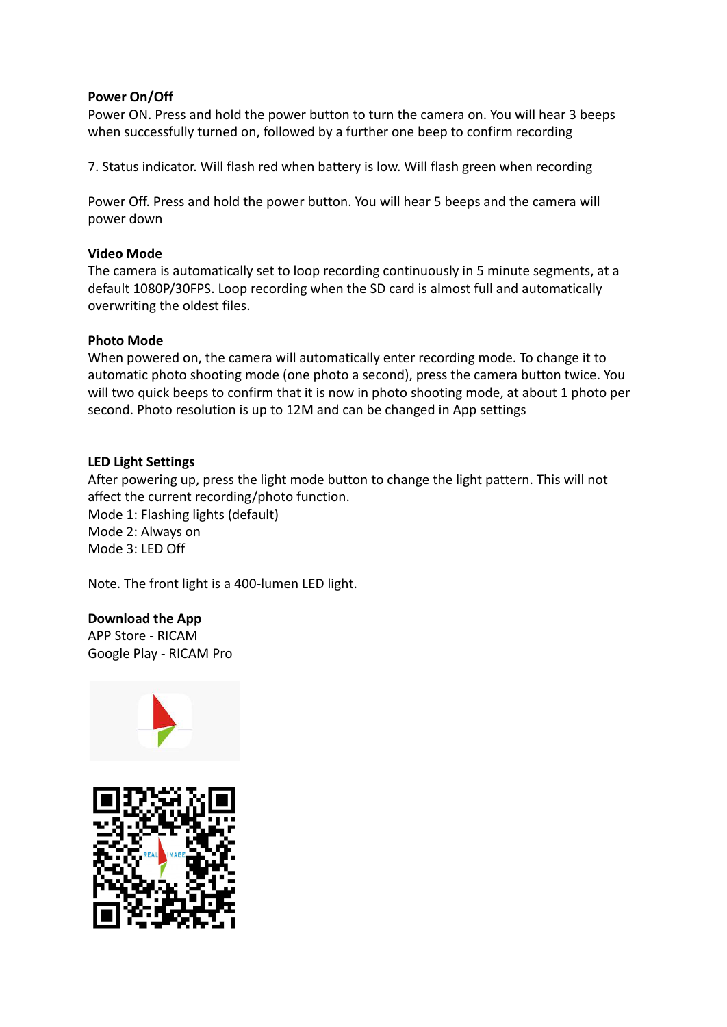**Power On/Off**

Power ON. Press and hold the power button to turn the camera on. You will hear 3 beeps when successfully turned on, followed by a further one beep to confirm recording

7. Status indicator. Will flash red when battery is low. Will flash green when recording

Power Off. Press and hold the power button. You will hear 5 beeps and the camera will power down

**Video Mode**

The camera is automatically set to loop recording continuously in 5 minute segments, at a default 1080P/30FPS. Loop recording when the SD card is almost full and automatically overwriting the oldest files.

**Photo Mode**

When powered on, the camera will automatically enter recording mode. To change it to automatic photo shooting mode (one photo a second), press the camera button twice. You will two quick beeps to confirm that it is now in photo shooting mode, at about 1 photo per second. Photo resolution is up to 12M and can be changed in App settings

**LED Light Settings**

After powering up, press the light mode button to change the light pattern. This will not affect the current recording/photo function.

Mode 1: Flashing lights (default)
Mode 2: Always on
Mode 3: LED Off

Note. The front light is a 400-lumen LED light.

**Download the App**

APP Store - RICAM
Google Play - RICAM Pro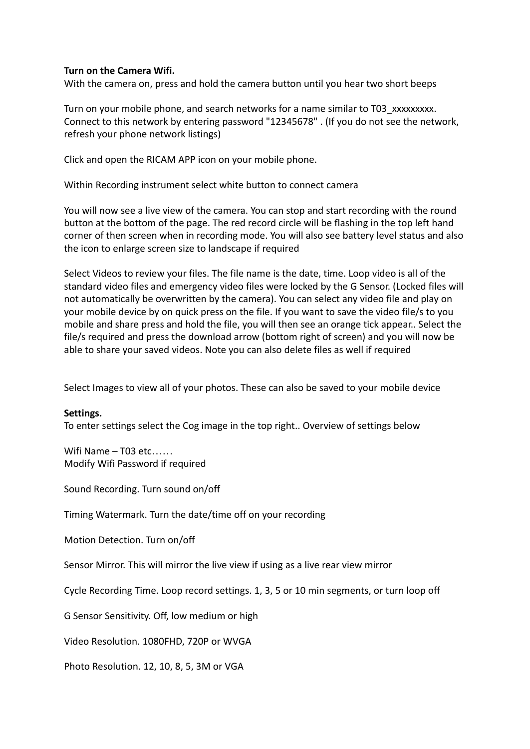**Turn on the Camera Wifi.**
With the camera on, press and hold the camera button until you hear two short beeps

Turn on your mobile phone, and search networks for a name similar to T03_xxxxxxxxx. Connect to this network by entering password "12345678" . (If you do not see the network, refresh your phone network listings)

Click and open the RICAM APP icon on your mobile phone.

Within Recording instrument select white button to connect camera

You will now see a live view of the camera. You can stop and start recording with the round button at the bottom of the page. The red record circle will be flashing in the top left hand corner of then screen when in recording mode. You will also see battery level status and also the icon to enlarge screen size to landscape if required

Select Videos to review your files. The file name is the date, time. Loop video is all of the standard video files and emergency video files were locked by the G Sensor. (Locked files will not automatically be overwritten by the camera). You can select any video file and play on your mobile device by on quick press on the file. If you want to save the video file/s to you mobile and share press and hold the file, you will then see an orange tick appear.. Select the file/s required and press the download arrow (bottom right of screen) and you will now be able to share your saved videos. Note you can also delete files as well if required

Select Images to view all of your photos. These can also be saved to your mobile device

**Settings.**
To enter settings select the Cog image in the top right.. Overview of settings below

Wifi Name – T03 etc……
Modify Wifi Password if required

Sound Recording. Turn sound on/off

Timing Watermark. Turn the date/time off on your recording

Motion Detection. Turn on/off

Sensor Mirror. This will mirror the live view if using as a live rear view mirror

Cycle Recording Time. Loop record settings. 1, 3, 5 or 10 min segments, or turn loop off

G Sensor Sensitivity. Off, low medium or high

Video Resolution. 1080FHD, 720P or WVGA

Photo Resolution. 12, 10, 8, 5, 3M or VGA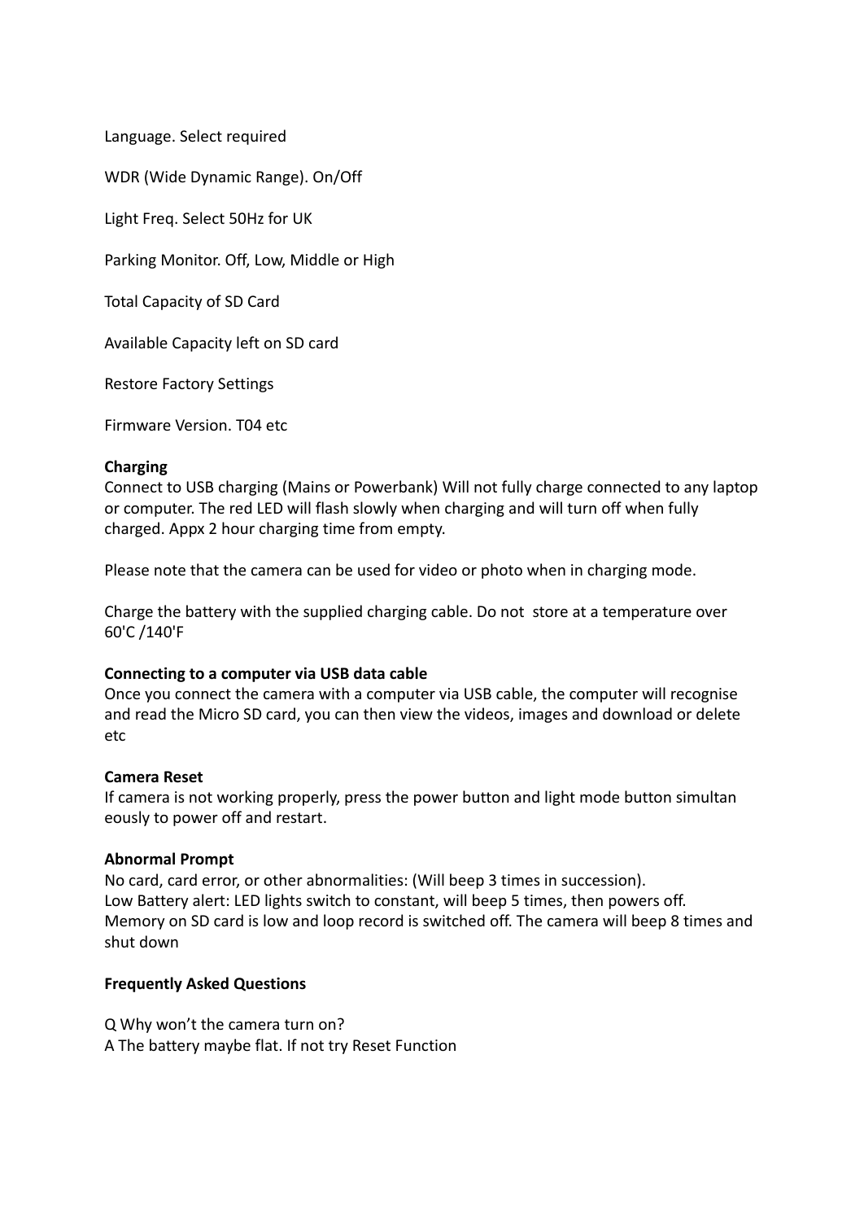Language. Select required

WDR (Wide Dynamic Range). On/Off

Light Freq. Select 50Hz for UK

Parking Monitor. Off, Low, Middle or High

Total Capacity of SD Card

Available Capacity left on SD card

Restore Factory Settings

Firmware Version. T04 etc

**Charging**
Connect to USB charging (Mains or Powerbank) Will not fully charge connected to any laptop or computer. The red LED will flash slowly when charging and will turn off when fully charged. Appx 2 hour charging time from empty.

Please note that the camera can be used for video or photo when in charging mode.

Charge the battery with the supplied charging cable. Do not store at a temperature over 60'C /140'F

**Connecting to a computer via USB data cable**
Once you connect the camera with a computer via USB cable, the computer will recognise and read the Micro SD card, you can then view the videos, images and download or delete etc

**Camera Reset**
If camera is not working properly, press the power button and light mode button simultan eously to power off and restart.

**Abnormal Prompt**
No card, card error, or other abnormalities: (Will beep 3 times in succession).
Low Battery alert: LED lights switch to constant, will beep 5 times, then powers off.
Memory on SD card is low and loop record is switched off. The camera will beep 8 times and shut down

**Frequently Asked Questions**

Q Why won't the camera turn on?
A The battery maybe flat. If not try Reset Function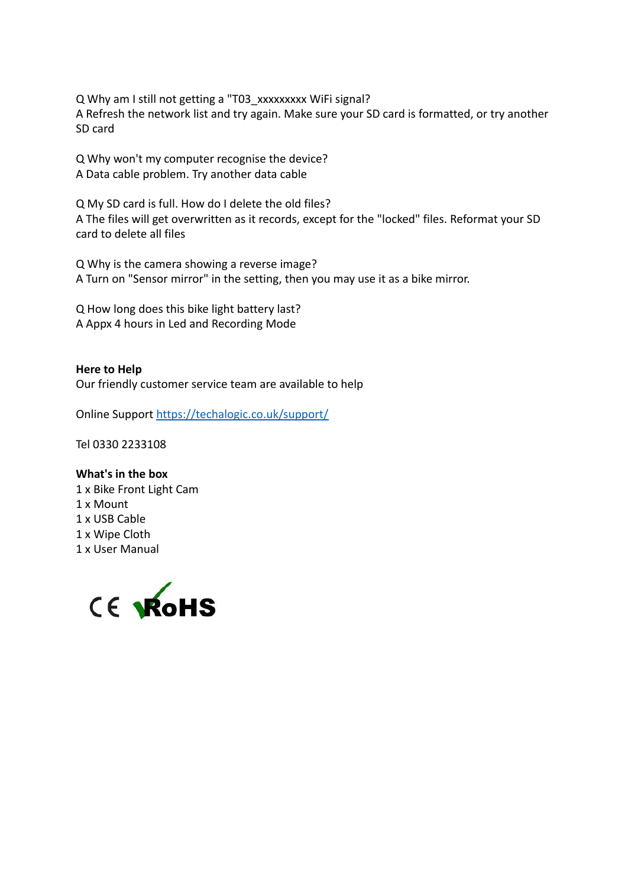Q Why am I still not getting a "T03_xxxxxxxxx WiFi signal?
A Refresh the network list and try again. Make sure your SD card is formatted, or try another SD card

Q Why won't my computer recognise the device?
A Data cable problem. Try another data cable

Q My SD card is full. How do I delete the old files?
A The files will get overwritten as it records, except for the "locked" files. Reformat your SD card to delete all files

Q Why is the camera showing a reverse image?
A Turn on "Sensor mirror" in the setting, then you may use it as a bike mirror.

Q How long does this bike light battery last?
A Appx 4 hours in Led and Recording Mode

**Here to Help**
Our friendly customer service team are available to help

Online Support https://techalogic.co.uk/support/

Tel 0330 2233108

**What's in the box**
1 x Bike Front Light Cam
1 x Mount
1 x USB Cable
1 x Wipe Cloth
1 x User Manual

CE RoHS